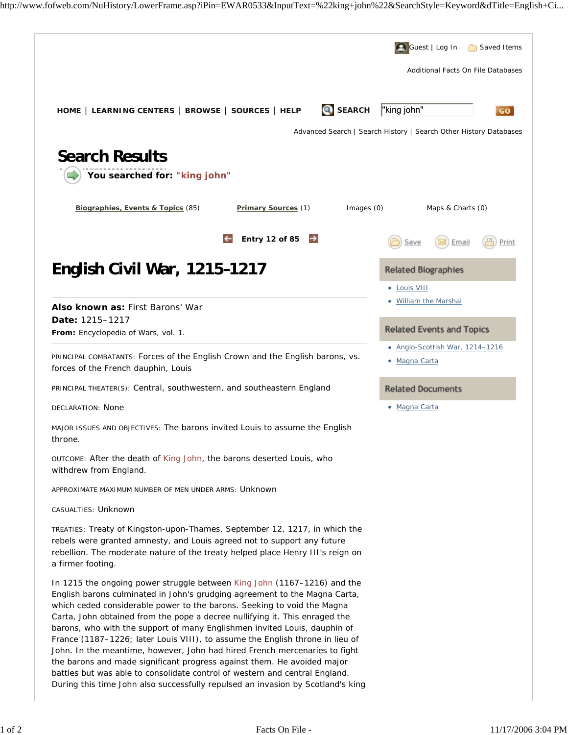Guest | Log In    Saved Items

Additional Facts On File Databases

HOME | LEARNING CENTERS | BROWSE | SOURCES | HELP    SEARCH "king john" GO

Advanced Search | Search History | Search Other History Databases

# Search Results

**You searched for: "king john"**

Biographies, Events & Topics (85)    Primary Sources (1)    Images (0)    Maps & Charts (0)

**Entry 12 of 85**

Save    Email    Print

# English Civil War, 1215–1217

**Also known as:** First Barons' War
**Date:** 1215–1217
**From:** Encyclopedia of Wars, vol. 1.

PRINCIPAL COMBATANTS: Forces of the English Crown and the English barons, vs. forces of the French dauphin, Louis

PRINCIPAL THEATER(S): Central, southwestern, and southeastern England

DECLARATION: None

MAJOR ISSUES AND OBJECTIVES: The barons invited Louis to assume the English throne.

OUTCOME: After the death of King John, the barons deserted Louis, who withdrew from England.

APPROXIMATE MAXIMUM NUMBER OF MEN UNDER ARMS: Unknown

CASUALTIES: Unknown

TREATIES: Treaty of Kingston-upon-Thames, September 12, 1217, in which the rebels were granted amnesty, and Louis agreed not to support any future rebellion. The moderate nature of the treaty helped place Henry III's reign on a firmer footing.

In 1215 the ongoing power struggle between King John (1167–1216) and the English barons culminated in John's grudging agreement to the Magna Carta, which ceded considerable power to the barons. Seeking to void the Magna Carta, John obtained from the pope a decree nullifying it. This enraged the barons, who with the support of many Englishmen invited Louis, dauphin of France (1187–1226; later Louis VIII), to assume the English throne in lieu of John. In the meantime, however, John had hired French mercenaries to fight the barons and made significant progress against them. He avoided major battles but was able to consolidate control of western and central England. During this time John also successfully repulsed an invasion by Scotland's king

## Related Biographies

- Louis VIII
- William the Marshal

## Related Events and Topics

- Anglo-Scottish War, 1214–1216
- Magna Carta

## Related Documents

- Magna Carta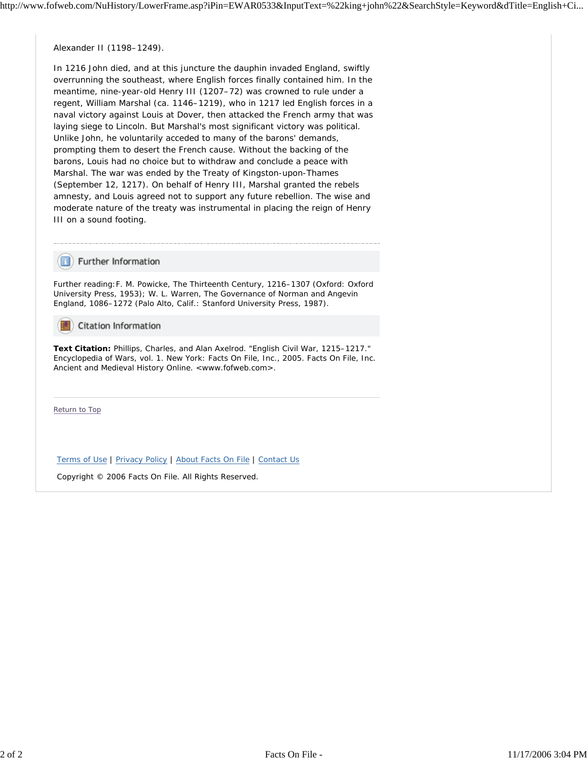Alexander II (1198–1249).

In 1216 John died, and at this juncture the dauphin invaded England, swiftly overrunning the southeast, where English forces finally contained him. In the meantime, nine-year-old Henry III (1207–72) was crowned to rule under a regent, William Marshal (ca. 1146–1219), who in 1217 led English forces in a naval victory against Louis at Dover, then attacked the French army that was laying siege to Lincoln. But Marshal's most significant victory was political. Unlike John, he voluntarily acceded to many of the barons' demands, prompting them to desert the French cause. Without the backing of the barons, Louis had no choice but to withdraw and conclude a peace with Marshal. The war was ended by the Treaty of Kingston-upon-Thames (September 12, 1217). On behalf of Henry III, Marshal granted the rebels amnesty, and Louis agreed not to support any future rebellion. The wise and moderate nature of the treaty was instrumental in placing the reign of Henry III on a sound footing.

## Further Information

Further reading: F. M. Powicke, The Thirteenth Century, 1216–1307 (Oxford: Oxford University Press, 1953); W. L. Warren, The Governance of Norman and Angevin England, 1086–1272 (Palo Alto, Calif.: Stanford University Press, 1987).

## Citation Information

**Text Citation:** Phillips, Charles, and Alan Axelrod. "English Civil War, 1215–1217." Encyclopedia of Wars, vol. 1. New York: Facts On File, Inc., 2005. Facts On File, Inc. Ancient and Medieval History Online. <www.fofweb.com>.

Return to Top

Terms of Use | Privacy Policy | About Facts On File | Contact Us

Copyright © 2006 Facts On File. All Rights Reserved.